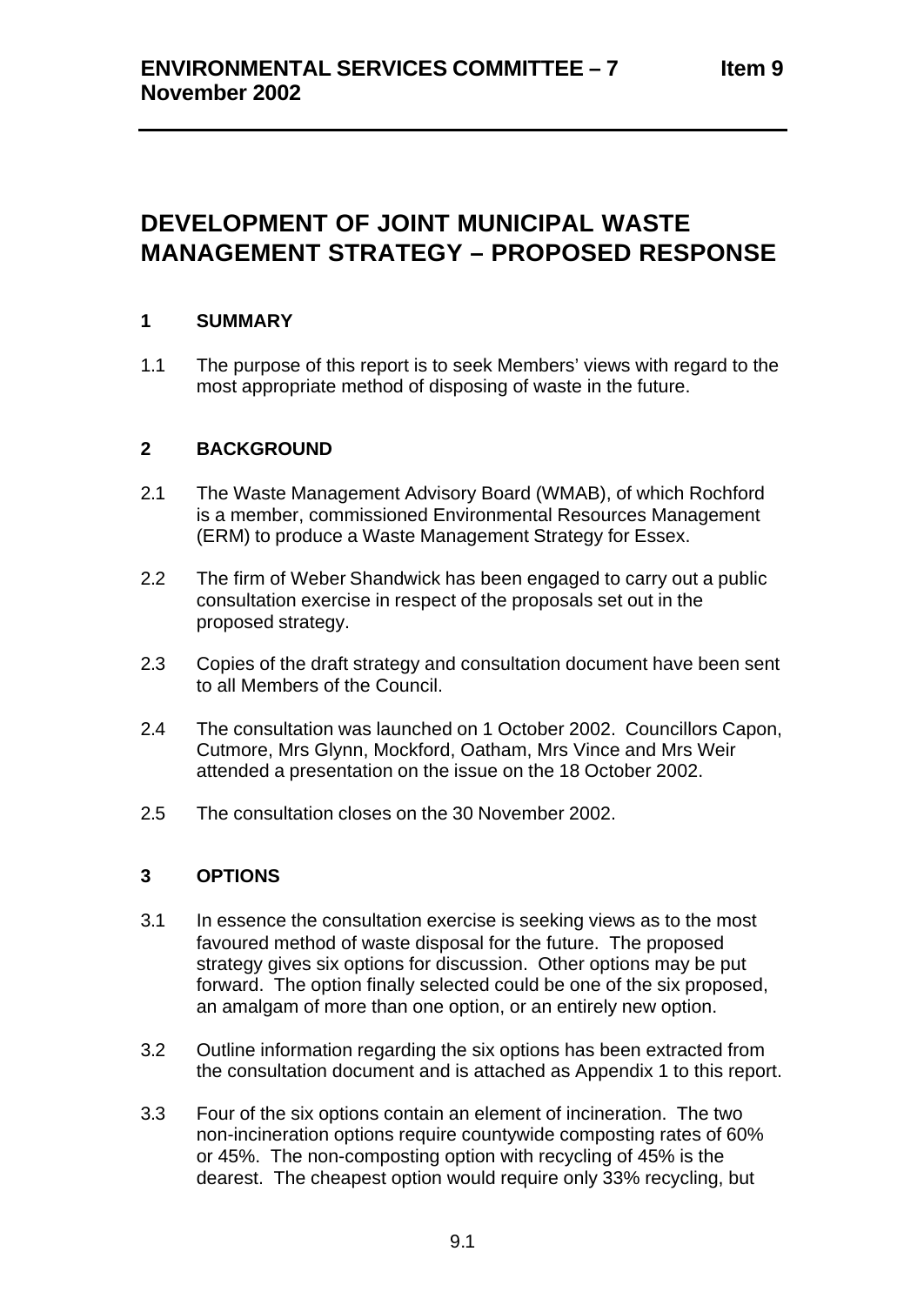# DEVELOPMENT OF JOINT MUNICIPAL WASTE MANAGEMENT STRATEGY – PROPOSED RESPONSE

## 1 SUMMARY

1.1 The purpose of this report is to seek Members' views with regard to the most appropriate method of disposing of waste in the future.

## 2 BACKGROUND

2.1 The Waste Management Advisory Board (WMAB), of which Rochford is a member, commissioned Environmental Resources Management (ERM) to produce a Waste Management Strategy for Essex.

2.2 The firm of Weber Shandwick has been engaged to carry out a public consultation exercise in respect of the proposals set out in the proposed strategy.

2.3 Copies of the draft strategy and consultation document have been sent to all Members of the Council.

2.4 The consultation was launched on 1 October 2002. Councillors Capon, Cutmore, Mrs Glynn, Mockford, Oatham, Mrs Vince and Mrs Weir attended a presentation on the issue on the 18 October 2002.

2.5 The consultation closes on the 30 November 2002.

## 3 OPTIONS

3.1 In essence the consultation exercise is seeking views as to the most favoured method of waste disposal for the future. The proposed strategy gives six options for discussion. Other options may be put forward. The option finally selected could be one of the six proposed, an amalgam of more than one option, or an entirely new option.

3.2 Outline information regarding the six options has been extracted from the consultation document and is attached as Appendix 1 to this report.

3.3 Four of the six options contain an element of incineration. The two non-incineration options require countywide composting rates of 60% or 45%. The non-composting option with recycling of 45% is the dearest. The cheapest option would require only 33% recycling, but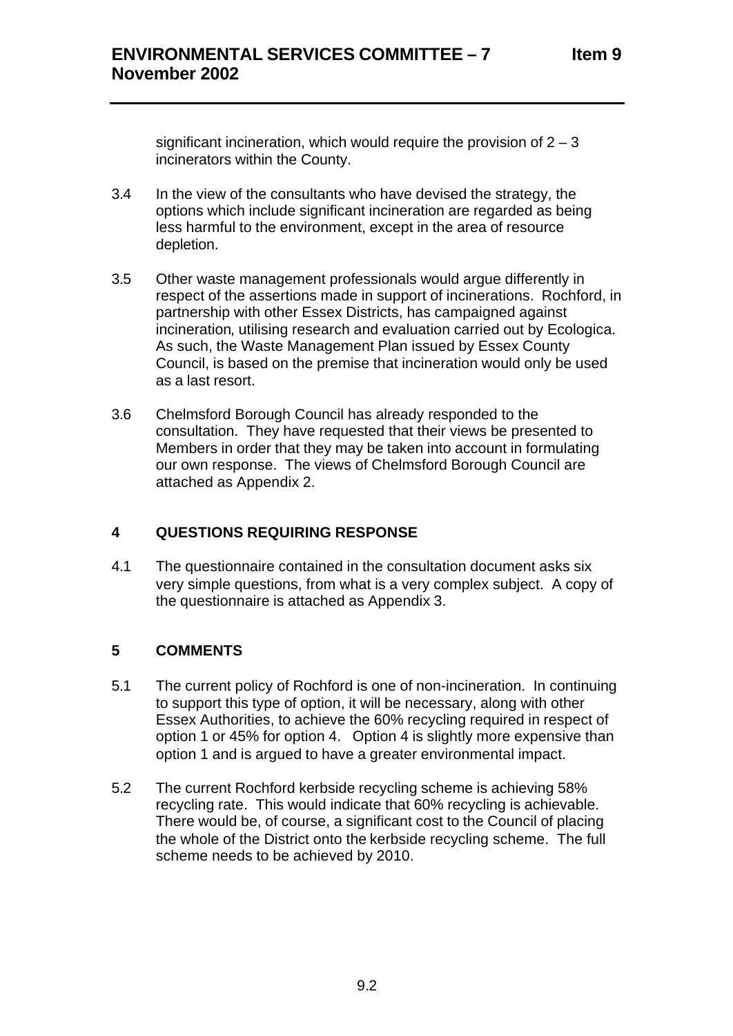significant incineration, which would require the provision of 2 – 3 incinerators within the County.

3.4 In the view of the consultants who have devised the strategy, the options which include significant incineration are regarded as being less harmful to the environment, except in the area of resource depletion.

3.5 Other waste management professionals would argue differently in respect of the assertions made in support of incinerations. Rochford, in partnership with other Essex Districts, has campaigned against incineration, utilising research and evaluation carried out by Ecologica. As such, the Waste Management Plan issued by Essex County Council, is based on the premise that incineration would only be used as a last resort.

3.6 Chelmsford Borough Council has already responded to the consultation. They have requested that their views be presented to Members in order that they may be taken into account in formulating our own response. The views of Chelmsford Borough Council are attached as Appendix 2.

## 4 QUESTIONS REQUIRING RESPONSE

4.1 The questionnaire contained in the consultation document asks six very simple questions, from what is a very complex subject. A copy of the questionnaire is attached as Appendix 3.

## 5 COMMENTS

5.1 The current policy of Rochford is one of non-incineration. In continuing to support this type of option, it will be necessary, along with other Essex Authorities, to achieve the 60% recycling required in respect of option 1 or 45% for option 4. Option 4 is slightly more expensive than option 1 and is argued to have a greater environmental impact.

5.2 The current Rochford kerbside recycling scheme is achieving 58% recycling rate. This would indicate that 60% recycling is achievable. There would be, of course, a significant cost to the Council of placing the whole of the District onto the kerbside recycling scheme. The full scheme needs to be achieved by 2010.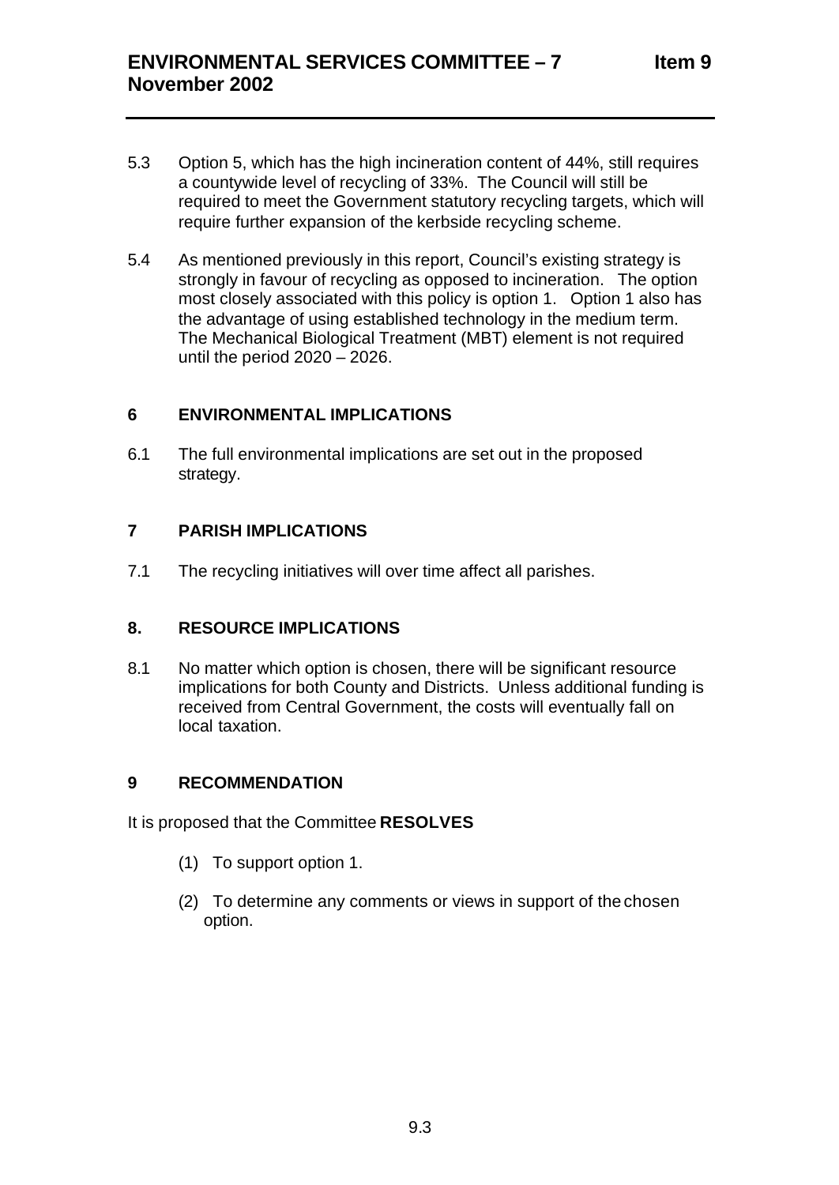5.3 Option 5, which has the high incineration content of 44%, still requires a countywide level of recycling of 33%. The Council will still be required to meet the Government statutory recycling targets, which will require further expansion of the kerbside recycling scheme.

5.4 As mentioned previously in this report, Council's existing strategy is strongly in favour of recycling as opposed to incineration. The option most closely associated with this policy is option 1. Option 1 also has the advantage of using established technology in the medium term. The Mechanical Biological Treatment (MBT) element is not required until the period 2020 – 2026.

## 6 ENVIRONMENTAL IMPLICATIONS

6.1 The full environmental implications are set out in the proposed strategy.

## 7 PARISH IMPLICATIONS

7.1 The recycling initiatives will over time affect all parishes.

## 8. RESOURCE IMPLICATIONS

8.1 No matter which option is chosen, there will be significant resource implications for both County and Districts. Unless additional funding is received from Central Government, the costs will eventually fall on local taxation.

## 9 RECOMMENDATION

It is proposed that the Committee **RESOLVES**

(1) To support option 1.

(2) To determine any comments or views in support of the chosen option.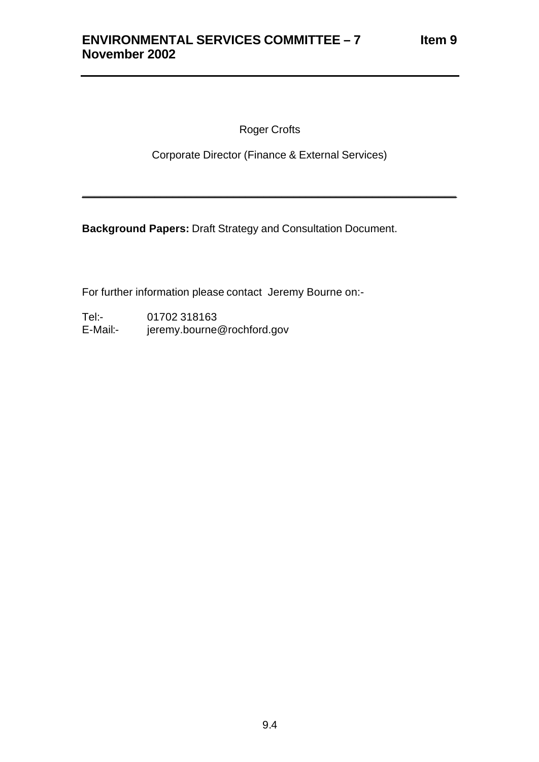Roger Crofts

Corporate Director (Finance & External Services)

---

**Background Papers:** Draft Strategy and Consultation Document.

For further information please contact Jeremy Bourne on:-

Tel:- 01702 318163
E-Mail:- jeremy.bourne@rochford.gov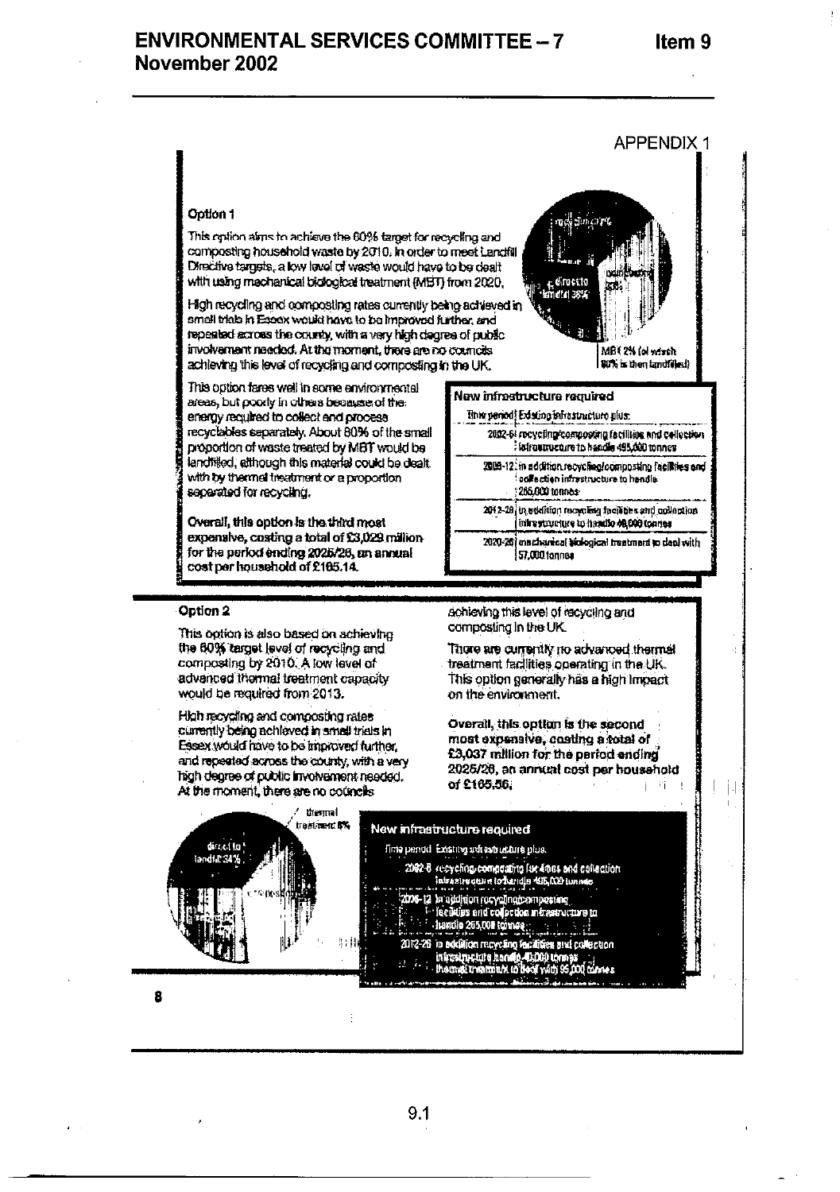## APPENDIX 1

### Option 1

This option aims to achieve the 60% target for recycling and composting household waste by 2010. In order to meet Landfill Directive targets, a low level of waste would have to be dealt with using mechanical biological treatment (MBT) from 2020.

High recycling and composting rates currently being achieved in small trials in Essex would have to be improved further, and repeated across the county, with a very high degree of public involvement needed. At the moment, there are no councils achieving this level of recycling and composting in the UK.

This option fares well in some environmental areas, but poorly in others because of the energy required to collect and process recyclables separately. About 80% of the small proportion of waste treated by MBT would be landfilled, although this material could be dealt with by thermal treatment or a proportion separated for recycling.

**Overall, this option is the third most expensive, costing a total of £3,029 million for the period ending 2025/26, an annual cost per household of £165.14.**

recycling 37%, composting 23%, direct to landfill 38%, MBT 2% (of which 80% is then landfilled)

**New infrastructure required**

| Time period | Existing infrastructure plus: |
|---|---|
| 2002-6 | recycling/composting facilities and collection infrastructure to handle 495,000 tonnes |
| 2006-12 | in addition recycling/composting facilities and collection infrastructure to handle 265,000 tonnes |
| 2012-26 | in addition recycling facilities and collection infrastructure to handle 48,000 tonnes |
| 2020-26 | mechanical biological treatment to deal with 57,000 tonnes |

### Option 2

This option is also based on achieving the 60% target level of recycling and composting by 2010. A low level of advanced thermal treatment capacity would be required from 2013.

High recycling and composting rates currently being achieved in small trials in Essex would have to be improved further, and repeated across the county, with a very high degree of public involvement needed. At the moment, there are no councils achieving this level of recycling and composting in the UK.

There are currently no advanced thermal treatment facilities operating in the UK. This option generally has a high impact on the environment.

**Overall, this option is the second most expensive, costing a total of £3,037 million for the period ending 2025/26, an annual cost per household of £165.56.**

thermal treatment 6%, direct to landfill 34%, composting

**New infrastructure required**

| Time period | Existing infrastructure plus: |
|---|---|
| 2002-6 | recycling/composting facilities and collection infrastructure to handle 495,000 tonnes |
| 2006-12 | in addition recycling/composting facilities and collection infrastructure to handle 265,000 tonnes |
| 2012-26 | in addition recycling facilities and collection infrastructure to handle 48,000 tonnes thermal treatment to deal with 95,000 tonnes |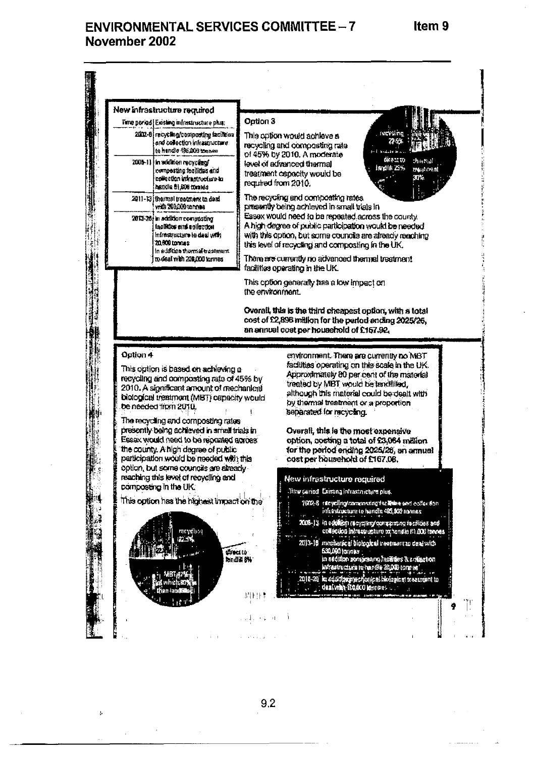# ENVIRONMENTAL SERVICES COMMITTEE – 7 November 2002

Item 9

### New infrastructure required

| Time period | Existing infrastructure plus: |
|---|---|
| 2002-8 | recycling/composting facilities and collection infrastructure to handle 495,000 tonnes |
| 2008-11 | in addition recycling/ composting facilities and collection infrastructure to handle 61,000 tonnes |
| 2011-13 | thermal treatment to deal with 200,000 tonnes |
| 2013-26 | in addition composting facilities and collection infrastructure to deal with 20,000 tonnes in addition thermal treatment to deal with 208,000 tonnes |

### Option 3

This option would achieve a recycling and composting rate of 45% by 2010. A moderate level of advanced thermal treatment capacity would be required from 2010.

recycling 22.5% | direct to landfill 25% | thermal treatment 30%

The recycling and composting rates presently being achieved in small trials in Essex would need to be repeated across the county. A high degree of public participation would be needed with this option, but some councils are already reaching this level of recycling and composting in the UK.

There are currently no advanced thermal treatment facilities operating in the UK.

This option generally has a low impact on the environment.

**Overall, this is the third cheapest option, with a total cost of £2,896 million for the period ending 2025/26, an annual cost per household of £157.92.**

### Option 4

This option is based on achieving a recycling and composting rate of 45% by 2010. A significant amount of mechanical biological treatment (MBT) capacity would be needed from 2010.

The recycling and composting rates presently being achieved in small trials in Essex would need to be repeated across the county. A high degree of public participation would be needed with this option, but some councils are already reaching this level of recycling and composting in the UK.

This option has the highest impact on the environment. There are currently no MBT facilities operating on this scale in the UK. Approximately 80 per cent of the material treated by MBT would be landfilled, although this material could be dealt with by thermal treatment or a proportion separated for recycling.

recycling 22.5% | direct to landfill 8% | MBT 47% of which 80% is then landfilled

**Overall, this is the most expensive option, costing a total of £3,064 million for the period ending 2025/26, an annual cost per household of £167.08.**

### New infrastructure required

| Time period | Existing infrastructure plus: |
|---|---|
| 2002-8 | recycling/composting facilities and collection infrastructure to handle 495,000 tonnes |
| 2008-13 | in addition recycling/composting facilities and collection infrastructure to handle 61,000 tonnes |
| 2013-18 | mechanical biological treatment to deal with 530,000 tonnes in addition composting facilities & collection infrastructure to handle 20,000 tonnes |
| 2018-26 | in addition mechanical biological treatment to deal with 100,000 tonnes |

9.2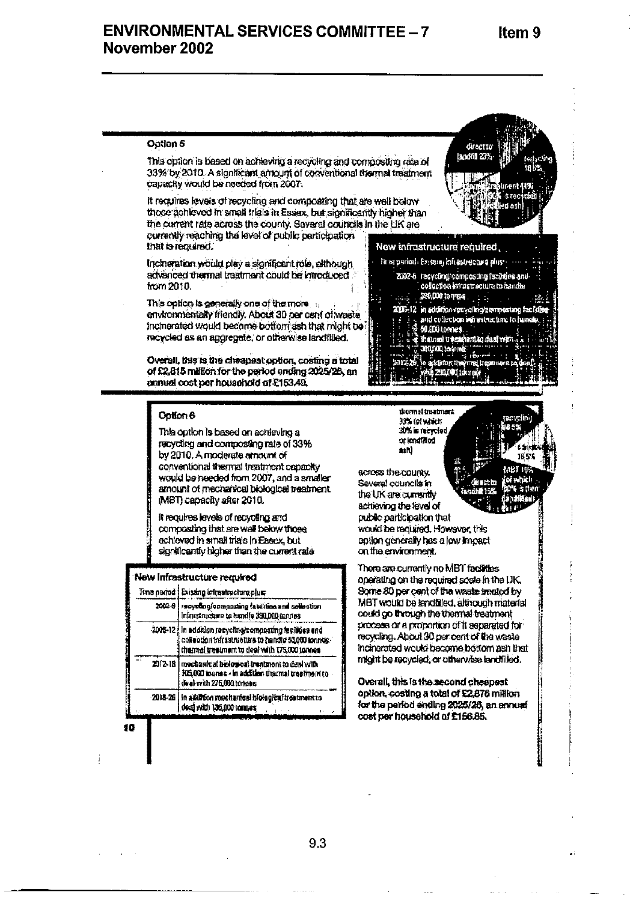## Option 5

This option is based on achieving a recycling and composting rate of 33% by 2010. A significant amount of conventional thermal treatment capacity would be needed from 2007.

It requires levels of recycling and composting that are well below those achieved in small trials in Essex, but significantly higher than the current rate across the county. Several councils in the UK are currently reaching the level of public participation that is required.

Incineration would play a significant role, although advanced thermal treatment could be introduced from 2010.

This option is generally one of the more environmentally friendly. About 30 per cent of waste incinerated would become bottom ash that might be recycled as an aggregate, or otherwise landfilled.

**Overall, this is the cheapest option, costing a total of £2,815 million for the period ending 2025/26, an annual cost per household of £153.48.**

**New infrastructure required**

| Time period | Existing infrastructure plus |
|---|---|
| 2002-6 | recycling/composting facilities and collection infrastructure to handle 330,000 tonnes |
| 2006-12 | in addition recycling/composting facilities and collection infrastructure to handle 50,000 tonnes; thermal treatment to deal with 300,000 tonnes |
| 2012-26 | in addition thermal treatment to deal with 200,000 tonnes |

## Option 6

This option is based on achieving a recycling and composting rate of 33% by 2010. A moderate amount of conventional thermal treatment capacity would be needed from 2007, and a smaller amount of mechanical biological treatment (MBT) capacity after 2010.

It requires levels of recycling and composting that are well below those achieved in small trials in Essex, but significantly higher than the current rate across the county. Several councils in the UK are currently achieving the level of public participation that would be required. However, this option generally has a low impact on the environment.

There are currently no MBT facilities operating on the required scale in the UK. Some 80 per cent of the waste treated by MBT would be landfilled, although material could go through the thermal treatment process or a proportion of it separated for recycling. About 30 per cent of the waste incinerated would become bottom ash that might be recycled, or otherwise landfilled.

**Overall, this is the second cheapest option, costing a total of £2,876 million for the period ending 2025/26, an annual cost per household of £156.85.**

**New Infrastructure required**

| Time period | Existing infrastructure plus |
|---|---|
| 2002-6 | recycling/composting facilities and collection infrastructure to handle 330,000 tonnes |
| 2006-12 | in addition recycling/composting facilities and collection infrastructure to handle 50,000 tonnes; thermal treatment to deal with 175,000 tonnes |
| 2012-18 | mechanical biological treatment to deal with 105,000 tonnes - in addition thermal treatment to deal with 275,000 tonnes |
| 2018-26 | in addition mechanical biological treatment to deal with 135,000 tonnes |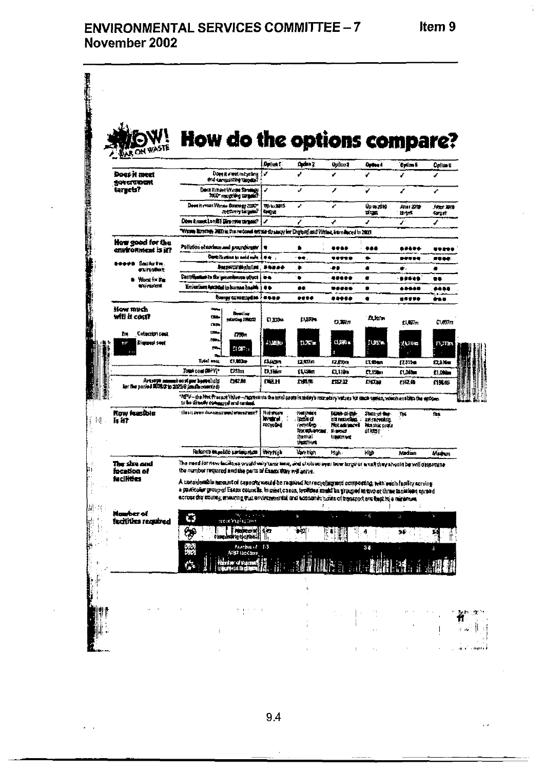# ENVIRONMENTAL SERVICES COMMITTEE – 7 November 2002

Item 9

## WOW! WAR ON WASTE — How do the options compare?

| | | Option 1 | Option 2 | Option 3 | Option 4 | Option 5 | Option 6 |
|---|---|---|---|---|---|---|---|
| **Does it meet government targets?** | Does it meet recycling and composting targets? | ✓ | ✓ | ✓ | ✓ | ✓ | ✓ |
| | Does it meet Waste Strategy 2000* recycling targets? | ✓ | ✓ | ✓ | ✓ | ✓ | ✓ |
| | Does it meet Waste Strategy 2000* recovery targets? | Up to 2015 target | ✓ | ✓ | Up to 2010 target | After 2010 target | After 2010 target |
| | Does it meet Landfill Directive targets? | ✓ | ✓ | ✓ | ✓ | ✓ | ✓ |
| | *Waste Strategy 2000 is the national waste strategy for England and Wales, introduced in 2000 | | | | | | |
| **How good for the environment is it?** (●●●●● Best for the environment; ● Worst for the environment) | Pollution of surface and groundwater | ● | ● | ●●●● | ●●● | ●●●●● | ●●●●● |
| | Contribution to acid rain | ●● | ●● | ●●●●● | ● | ●●●●● | ●●●● |
| | Resource depletion | ●●●●● | ● | ●● | ● | ● | ● |
| | Contribution to the greenhouse effect | ●● | ● | ●●●●● | ● | ●●●●● | ●● |
| | Emissions harmful to human health | ●● | ●● | ●●●●● | ● | ●●●●● | ●●●● |
| | Energy consumption | ●●●● | ●●●● | ●●●●● | ● | ●●●●● | ●●● |
| **How much will it cost?** (£m Collection cost; £m Disposal cost) | Baseline: existing (2002) | £1,330m | £1,335m | £1,307m | £1,307m | £1,407m | £1,407m |
| | | £1,082m | £1,767m | £1,550m | £1,357m | £1,415m | £1,373m |
| | Total cost | £3,092m | £3,102m | £2,857m | £2,664m | £2,815m | £2,976m |
| | Total cost (NPV)* | £1,166m | £1,158m | £1,110m | £1,150m | £1,048m | £1,090m |
| | Average annual cost per household for the period 2002/3 to 2025/6 | £161.24 | £160.76 | £157.02 | £167.86 | £152.46 | £158.65 |
| | *NPV – the Net Present Value – represents the total costs in today's monetary values for each option, which enables the options to be directly compared and ranked. | | | | | | |
| **How feasible is it?** | Has it been demonstrated elsewhere? | Not shown levels of recycling | Not shown levels of recycling; Not advanced thermal treatment | State-of-the-art recycling; Not advanced thermal treatment | State-of-the-art recycling; Not this scale of MBT | Yes | Yes |
| | Reliance on public participation | Very high | Very high | High | High | Medium | Medium |

**The size and location of facilities**

The need for new facilities would vary over time, and choices over how large or small they should be will determine the number required and the parts of Essex they will serve.

A considerable amount of capacity would be required for recycling and composting, with each facility serving a particular group of Essex councils. In most cases, facilities could be grouped in two or three locations spread across the county, ensuring that environmental and economic costs of transport are kept to a minimum.

**Number of facilities required**

| | Option 1 | Option 2 | Option 3 | Option 4 | Option 5 | Option 6 |
|---|---|---|---|---|---|---|
| Number of recycling facilities | | | | | | |
| Number of composting facilities | 4-7 | 8-12 | | 4 | 3-6 | 3-4 |
| Number of MBT facilities | 1-3 | | | 3-4 | | 3 |
| Number of thermal treatment facilities | | | | | | |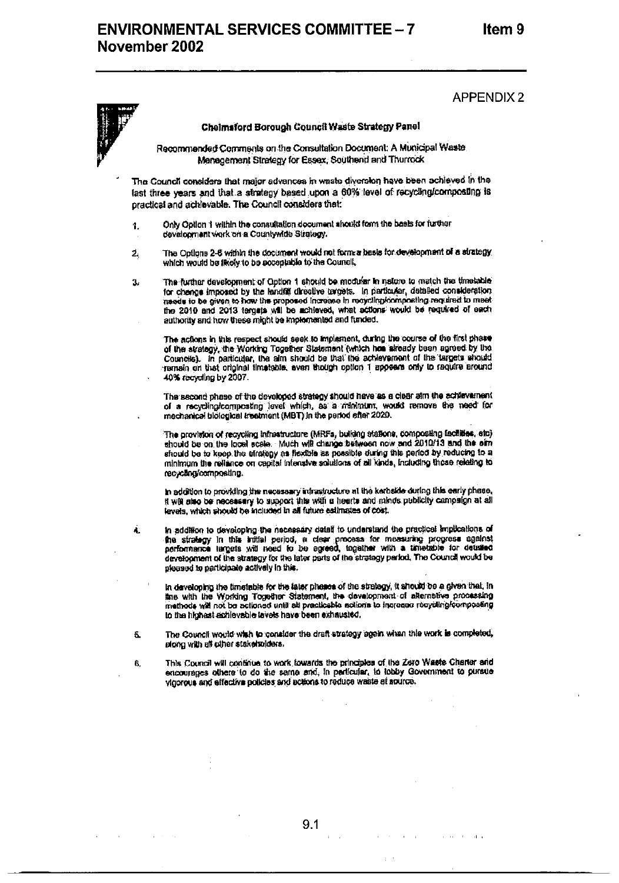# ENVIRONMENTAL SERVICES COMMITTEE – 7 November 2002

Item 9

APPENDIX 2

**Chelmsford Borough Council Waste Strategy Panel**

Recommended Comments on the Consultation Document: A Municipal Waste Management Strategy for Essex, Southend and Thurrock

The Council considers that major advances in waste diversion have been achieved in the last three years and that a strategy based upon a 60% level of recycling/composting is practical and achievable. The Council considers that:

1. Only Option 1 within the consultation document should form the basis for further development work on a Countywide Strategy.

2. The Options 2-6 within the document would not form a basis for development of a strategy which would be likely to be acceptable to the Council.

3. The further development of Option 1 should be modular in nature to match the timetable for change imposed by the landfill directive targets. In particular, detailed consideration needs to be given to how the proposed increase in recycling/composting required to meet the 2010 and 2013 targets will be achieved, what actions would be required of each authority and how these might be implemented and funded.

   The actions in this respect should seek to implement, during the course of the first phase of the strategy, the Working Together Statement (which has already been agreed by the Councils). In particular, the aim should be that the achievement of the targets should remain on that original timetable, even though option 1 appears only to require around 40% recycling by 2007.

   The second phase of the developed strategy should have as a clear aim the achievement of a recycling/composting level which, as a minimum, would remove the need for mechanical biological treatment (MBT) in the period after 2020.

   The provision of recycling infrastructure (MRFs, bulking stations, composting facilities, etc) should be on the local scale. Much will change between now and 2010/13 and the aim should be to keep the strategy as flexible as possible during this period by reducing to a minimum the reliance on capital intensive solutions of all kinds, including those relating to recycling/composting.

   In addition to providing the necessary infrastructure at the kerbside during this early phase, it will also be necessary to support this with a hearts and minds publicity campaign at all levels, which should be included in all future estimates of cost.

4. In addition to developing the necessary detail to understand the practical implications of the strategy in this initial period, a clear process for measuring progress against performance targets will need to be agreed, together with a timetable for detailed development of the strategy for the later parts of the strategy period. The Council would be pleased to participate actively in this.

   In developing the timetable for the later phases of the strategy, it should be a given that, in line with the Working Together Statement, the development of alternative processing methods will not be actioned until all practicable actions to increase recycling/composting to the highest achievable levels have been exhausted.

5. The Council would wish to consider the draft strategy again when this work is completed, along with all other stakeholders.

6. This Council will continue to work towards the principles of the Zero Waste Charter and encourages others to do the same and, in particular, to lobby Government to pursue vigorous and effective policies and actions to reduce waste at source.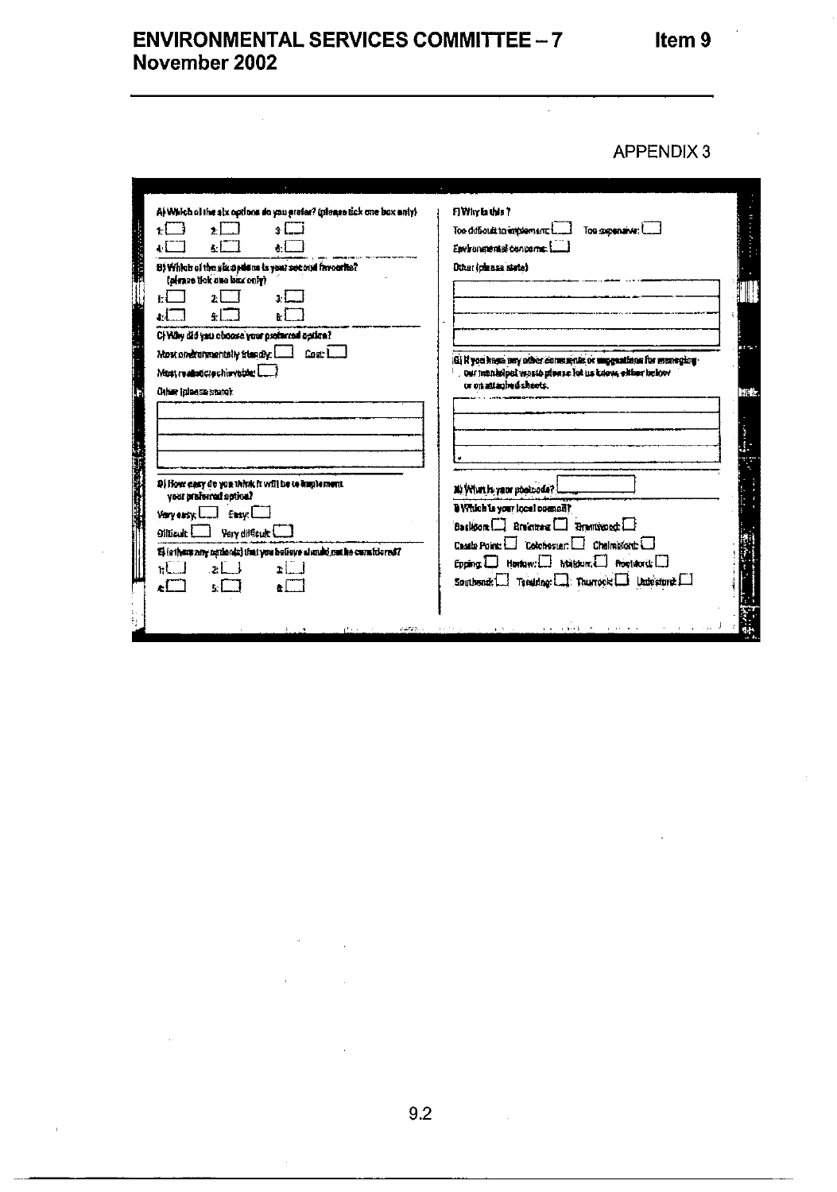APPENDIX 3

A) Which of the six options do you prefer? (please tick one box only)

1: ☐ 2: ☐ 3: ☐
4: ☐ 5: ☐ 6: ☐

B) Which of the six options is your second favourite? (please tick one box only)

1: ☐ 2: ☐ 3: ☐
4: ☐ 5: ☐ 6: ☐

C) Why did you choose your preferred option?

Most environmentally friendly: ☐ Cost: ☐
Most realistic/achievable: ☐

Other (please state):

D) How easy do you think it will be to implement your preferred option?

Very easy: ☐ Easy: ☐
Difficult: ☐ Very difficult: ☐

E) Is there any option(s) that you believe should not be considered?

1: ☐ 2: ☐ 3: ☐
4: ☐ 5: ☐ 6: ☐

F) Why is this?

Too difficult to implement: ☐ Too expensive: ☐
Environmental concerns: ☐

Other (please state)

G) If you have any other comments or suggestions for managing our municipal waste please let us know, either below or on attached sheets.

H) What is your postcode? ☐

I) Which is your local council?

Basildon: ☐ Braintree: ☐ Brentwood: ☐
Castle Point: ☐ Colchester: ☐ Chelmsford: ☐
Epping: ☐ Harlow: ☐ Maldon: ☐ Rochford: ☐
Southend: ☐ Tendring: ☐ Thurrock: ☐ Uttlesford: ☐